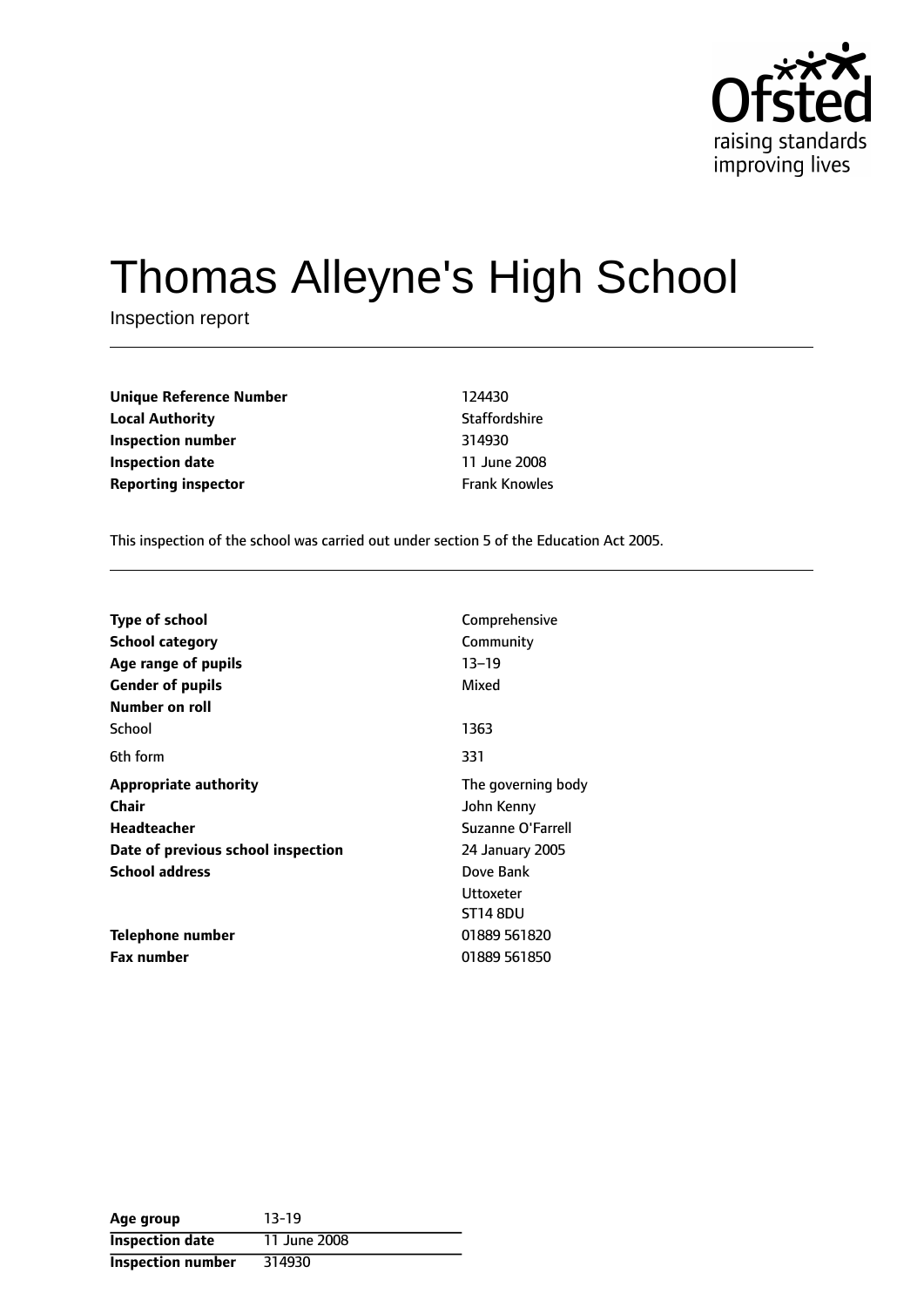Ofsted
raising standards
improving lives

# Thomas Alleyne's High School

Inspection report

| | |
|---|---|
| **Unique Reference Number** | 124430 |
| **Local Authority** | Staffordshire |
| **Inspection number** | 314930 |
| **Inspection date** | 11 June 2008 |
| **Reporting inspector** | Frank Knowles |

This inspection of the school was carried out under section 5 of the Education Act 2005.

| | |
|---|---|
| **Type of school** | Comprehensive |
| **School category** | Community |
| **Age range of pupils** | 13–19 |
| **Gender of pupils** | Mixed |
| **Number on roll** | |
| School | 1363 |
| 6th form | 331 |
| **Appropriate authority** | The governing body |
| **Chair** | John Kenny |
| **Headteacher** | Suzanne O'Farrell |
| **Date of previous school inspection** | 24 January 2005 |
| **School address** | Dove Bank<br>Uttoxeter<br>ST14 8DU |
| **Telephone number** | 01889 561820 |
| **Fax number** | 01889 561850 |

| | |
|---|---|
| **Age group** | 13-19 |
| **Inspection date** | 11 June 2008 |
| **Inspection number** | 314930 |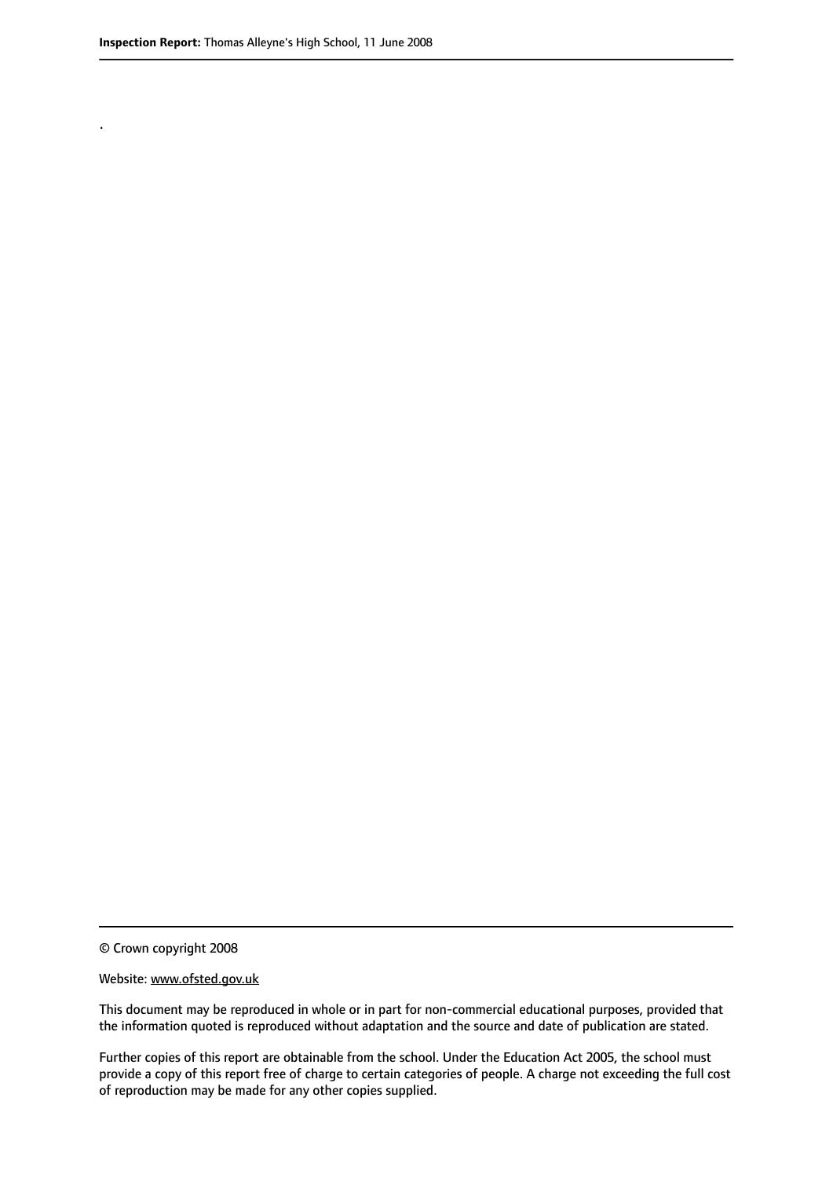.

© Crown copyright 2008

Website: www.ofsted.gov.uk

This document may be reproduced in whole or in part for non-commercial educational purposes, provided that the information quoted is reproduced without adaptation and the source and date of publication are stated.

Further copies of this report are obtainable from the school. Under the Education Act 2005, the school must provide a copy of this report free of charge to certain categories of people. A charge not exceeding the full cost of reproduction may be made for any other copies supplied.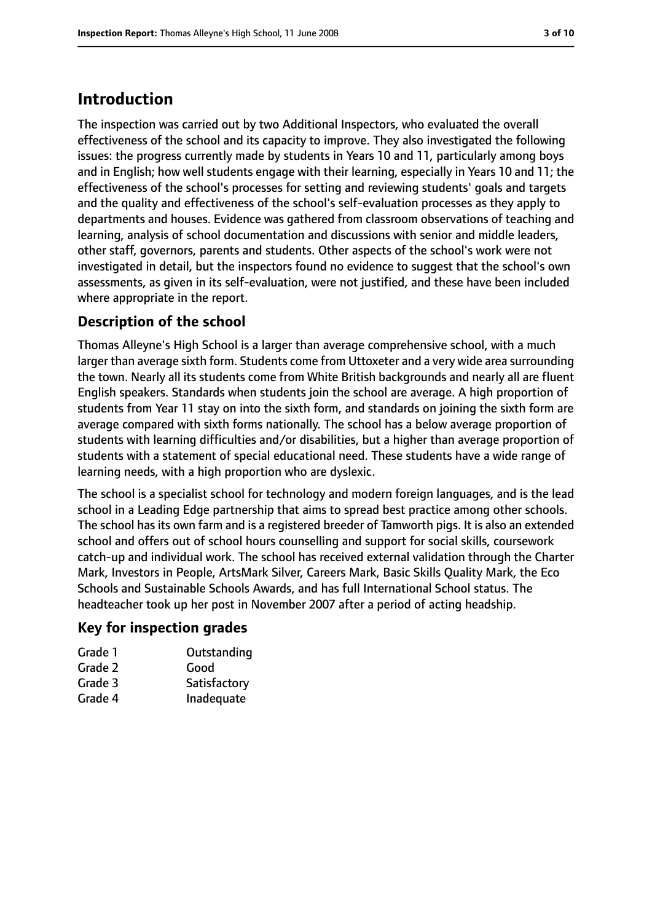## Introduction

The inspection was carried out by two Additional Inspectors, who evaluated the overall effectiveness of the school and its capacity to improve. They also investigated the following issues: the progress currently made by students in Years 10 and 11, particularly among boys and in English; how well students engage with their learning, especially in Years 10 and 11; the effectiveness of the school's processes for setting and reviewing students' goals and targets and the quality and effectiveness of the school's self-evaluation processes as they apply to departments and houses. Evidence was gathered from classroom observations of teaching and learning, analysis of school documentation and discussions with senior and middle leaders, other staff, governors, parents and students. Other aspects of the school's work were not investigated in detail, but the inspectors found no evidence to suggest that the school's own assessments, as given in its self-evaluation, were not justified, and these have been included where appropriate in the report.

### Description of the school

Thomas Alleyne's High School is a larger than average comprehensive school, with a much larger than average sixth form. Students come from Uttoxeter and a very wide area surrounding the town. Nearly all its students come from White British backgrounds and nearly all are fluent English speakers. Standards when students join the school are average. A high proportion of students from Year 11 stay on into the sixth form, and standards on joining the sixth form are average compared with sixth forms nationally. The school has a below average proportion of students with learning difficulties and/or disabilities, but a higher than average proportion of students with a statement of special educational need. These students have a wide range of learning needs, with a high proportion who are dyslexic.

The school is a specialist school for technology and modern foreign languages, and is the lead school in a Leading Edge partnership that aims to spread best practice among other schools. The school has its own farm and is a registered breeder of Tamworth pigs. It is also an extended school and offers out of school hours counselling and support for social skills, coursework catch-up and individual work. The school has received external validation through the Charter Mark, Investors in People, ArtsMark Silver, Careers Mark, Basic Skills Quality Mark, the Eco Schools and Sustainable Schools Awards, and has full International School status. The headteacher took up her post in November 2007 after a period of acting headship.

### Key for inspection grades

| | |
|---|---|
| Grade 1 | Outstanding |
| Grade 2 | Good |
| Grade 3 | Satisfactory |
| Grade 4 | Inadequate |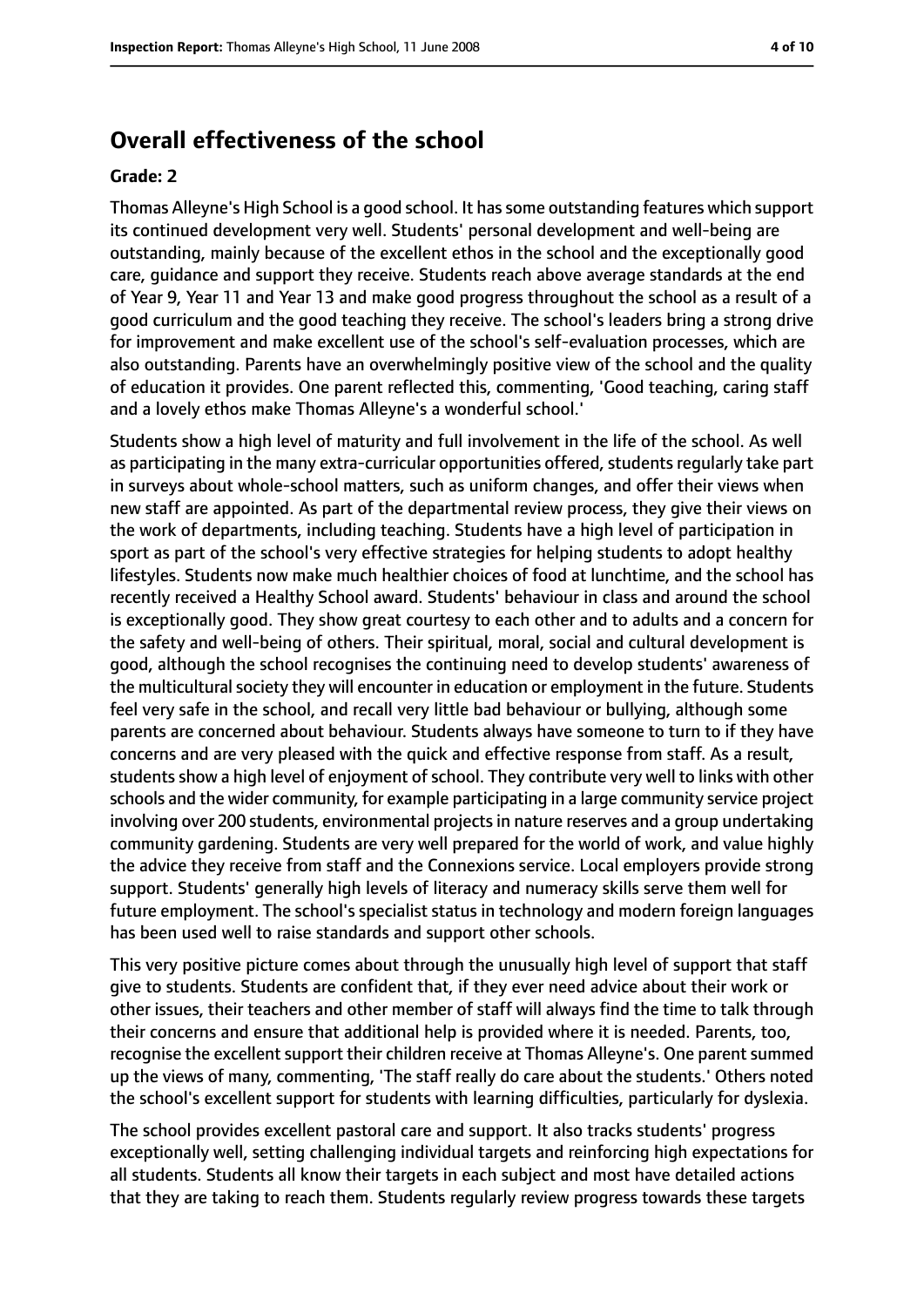## Overall effectiveness of the school

### Grade: 2

Thomas Alleyne's High School is a good school. It has some outstanding features which support its continued development very well. Students' personal development and well-being are outstanding, mainly because of the excellent ethos in the school and the exceptionally good care, guidance and support they receive. Students reach above average standards at the end of Year 9, Year 11 and Year 13 and make good progress throughout the school as a result of a good curriculum and the good teaching they receive. The school's leaders bring a strong drive for improvement and make excellent use of the school's self-evaluation processes, which are also outstanding. Parents have an overwhelmingly positive view of the school and the quality of education it provides. One parent reflected this, commenting, 'Good teaching, caring staff and a lovely ethos make Thomas Alleyne's a wonderful school.'

Students show a high level of maturity and full involvement in the life of the school. As well as participating in the many extra-curricular opportunities offered, students regularly take part in surveys about whole-school matters, such as uniform changes, and offer their views when new staff are appointed. As part of the departmental review process, they give their views on the work of departments, including teaching. Students have a high level of participation in sport as part of the school's very effective strategies for helping students to adopt healthy lifestyles. Students now make much healthier choices of food at lunchtime, and the school has recently received a Healthy School award. Students' behaviour in class and around the school is exceptionally good. They show great courtesy to each other and to adults and a concern for the safety and well-being of others. Their spiritual, moral, social and cultural development is good, although the school recognises the continuing need to develop students' awareness of the multicultural society they will encounter in education or employment in the future. Students feel very safe in the school, and recall very little bad behaviour or bullying, although some parents are concerned about behaviour. Students always have someone to turn to if they have concerns and are very pleased with the quick and effective response from staff. As a result, students show a high level of enjoyment of school. They contribute very well to links with other schools and the wider community, for example participating in a large community service project involving over 200 students, environmental projects in nature reserves and a group undertaking community gardening. Students are very well prepared for the world of work, and value highly the advice they receive from staff and the Connexions service. Local employers provide strong support. Students' generally high levels of literacy and numeracy skills serve them well for future employment. The school's specialist status in technology and modern foreign languages has been used well to raise standards and support other schools.

This very positive picture comes about through the unusually high level of support that staff give to students. Students are confident that, if they ever need advice about their work or other issues, their teachers and other member of staff will always find the time to talk through their concerns and ensure that additional help is provided where it is needed. Parents, too, recognise the excellent support their children receive at Thomas Alleyne's. One parent summed up the views of many, commenting, 'The staff really do care about the students.' Others noted the school's excellent support for students with learning difficulties, particularly for dyslexia.

The school provides excellent pastoral care and support. It also tracks students' progress exceptionally well, setting challenging individual targets and reinforcing high expectations for all students. Students all know their targets in each subject and most have detailed actions that they are taking to reach them. Students regularly review progress towards these targets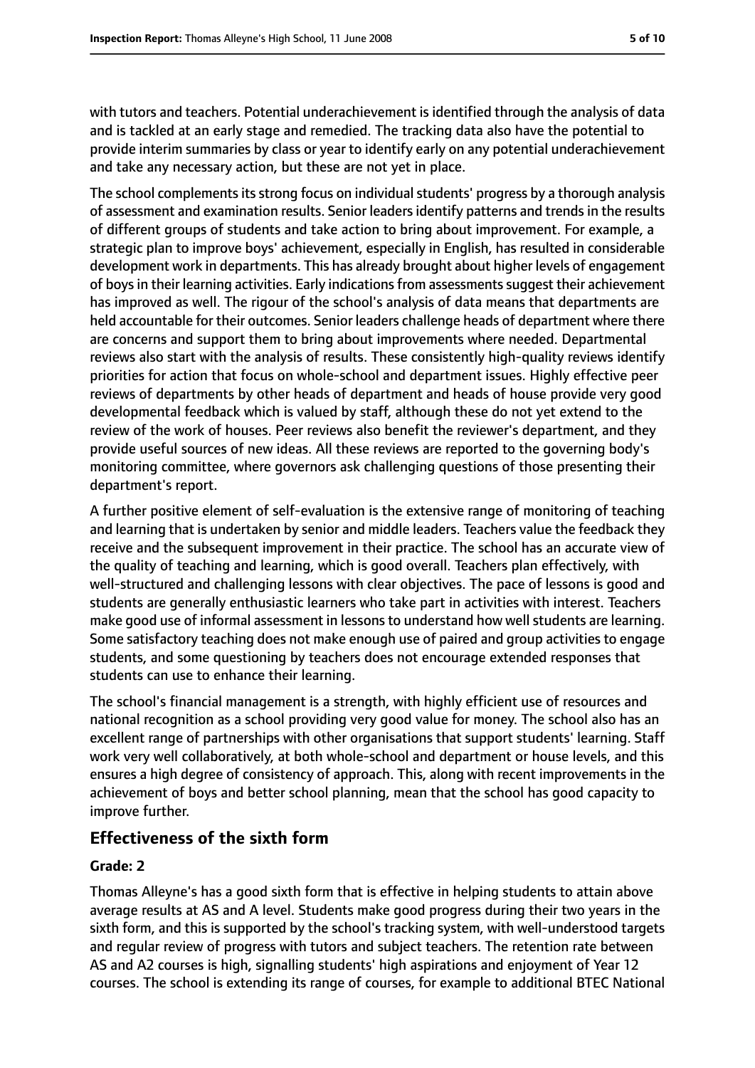with tutors and teachers. Potential underachievement is identified through the analysis of data and is tackled at an early stage and remedied. The tracking data also have the potential to provide interim summaries by class or year to identify early on any potential underachievement and take any necessary action, but these are not yet in place.

The school complements its strong focus on individual students' progress by a thorough analysis of assessment and examination results. Senior leaders identify patterns and trends in the results of different groups of students and take action to bring about improvement. For example, a strategic plan to improve boys' achievement, especially in English, has resulted in considerable development work in departments. This has already brought about higher levels of engagement of boys in their learning activities. Early indications from assessments suggest their achievement has improved as well. The rigour of the school's analysis of data means that departments are held accountable for their outcomes. Senior leaders challenge heads of department where there are concerns and support them to bring about improvements where needed. Departmental reviews also start with the analysis of results. These consistently high-quality reviews identify priorities for action that focus on whole-school and department issues. Highly effective peer reviews of departments by other heads of department and heads of house provide very good developmental feedback which is valued by staff, although these do not yet extend to the review of the work of houses. Peer reviews also benefit the reviewer's department, and they provide useful sources of new ideas. All these reviews are reported to the governing body's monitoring committee, where governors ask challenging questions of those presenting their department's report.

A further positive element of self-evaluation is the extensive range of monitoring of teaching and learning that is undertaken by senior and middle leaders. Teachers value the feedback they receive and the subsequent improvement in their practice. The school has an accurate view of the quality of teaching and learning, which is good overall. Teachers plan effectively, with well-structured and challenging lessons with clear objectives. The pace of lessons is good and students are generally enthusiastic learners who take part in activities with interest. Teachers make good use of informal assessment in lessons to understand how well students are learning. Some satisfactory teaching does not make enough use of paired and group activities to engage students, and some questioning by teachers does not encourage extended responses that students can use to enhance their learning.

The school's financial management is a strength, with highly efficient use of resources and national recognition as a school providing very good value for money. The school also has an excellent range of partnerships with other organisations that support students' learning. Staff work very well collaboratively, at both whole-school and department or house levels, and this ensures a high degree of consistency of approach. This, along with recent improvements in the achievement of boys and better school planning, mean that the school has good capacity to improve further.

## Effectiveness of the sixth form

### Grade: 2

Thomas Alleyne's has a good sixth form that is effective in helping students to attain above average results at AS and A level. Students make good progress during their two years in the sixth form, and this is supported by the school's tracking system, with well-understood targets and regular review of progress with tutors and subject teachers. The retention rate between AS and A2 courses is high, signalling students' high aspirations and enjoyment of Year 12 courses. The school is extending its range of courses, for example to additional BTEC National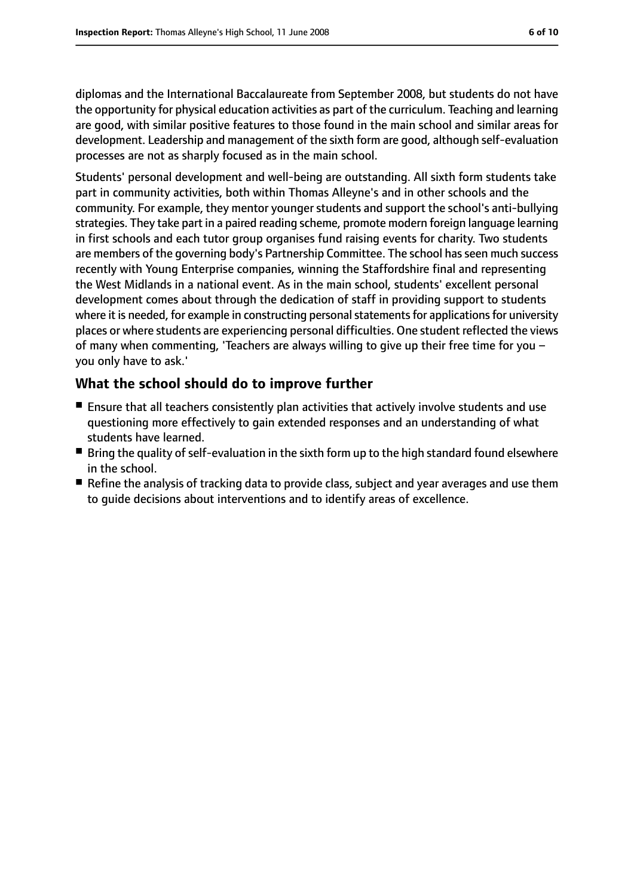diplomas and the International Baccalaureate from September 2008, but students do not have the opportunity for physical education activities as part of the curriculum. Teaching and learning are good, with similar positive features to those found in the main school and similar areas for development. Leadership and management of the sixth form are good, although self-evaluation processes are not as sharply focused as in the main school.

Students' personal development and well-being are outstanding. All sixth form students take part in community activities, both within Thomas Alleyne's and in other schools and the community. For example, they mentor younger students and support the school's anti-bullying strategies. They take part in a paired reading scheme, promote modern foreign language learning in first schools and each tutor group organises fund raising events for charity. Two students are members of the governing body's Partnership Committee. The school has seen much success recently with Young Enterprise companies, winning the Staffordshire final and representing the West Midlands in a national event. As in the main school, students' excellent personal development comes about through the dedication of staff in providing support to students where it is needed, for example in constructing personal statements for applications for university places or where students are experiencing personal difficulties. One student reflected the views of many when commenting, 'Teachers are always willing to give up their free time for you – you only have to ask.'

## What the school should do to improve further

- Ensure that all teachers consistently plan activities that actively involve students and use questioning more effectively to gain extended responses and an understanding of what students have learned.
- Bring the quality of self-evaluation in the sixth form up to the high standard found elsewhere in the school.
- Refine the analysis of tracking data to provide class, subject and year averages and use them to guide decisions about interventions and to identify areas of excellence.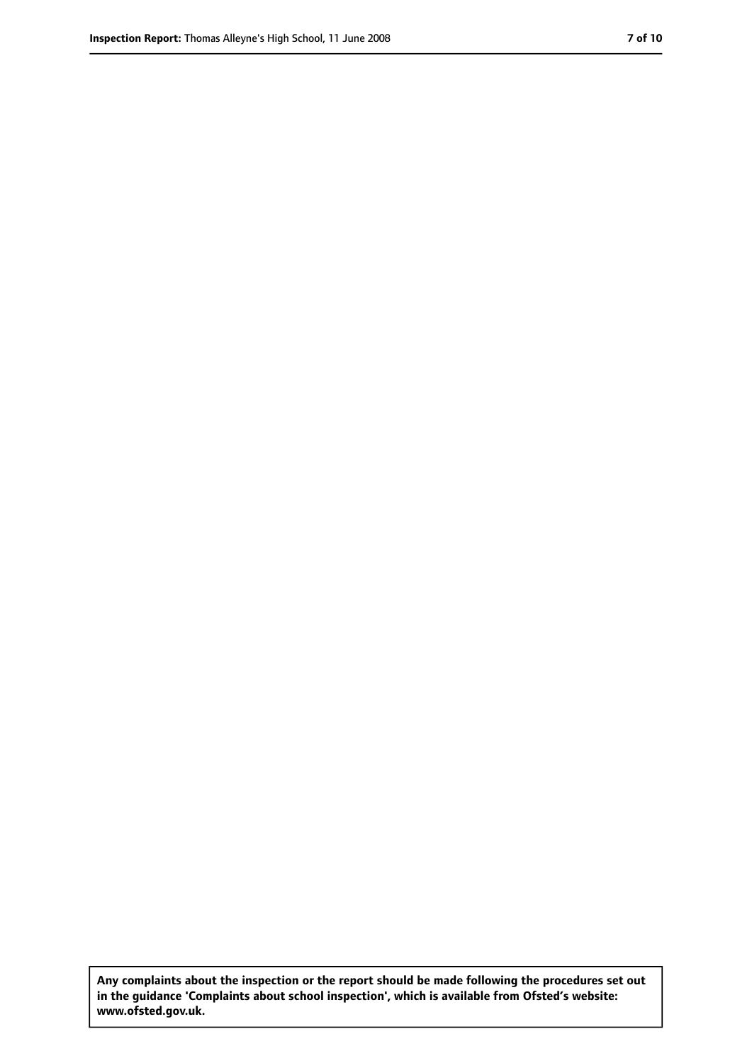**Any complaints about the inspection or the report should be made following the procedures set out in the guidance 'Complaints about school inspection', which is available from Ofsted's website: www.ofsted.gov.uk.**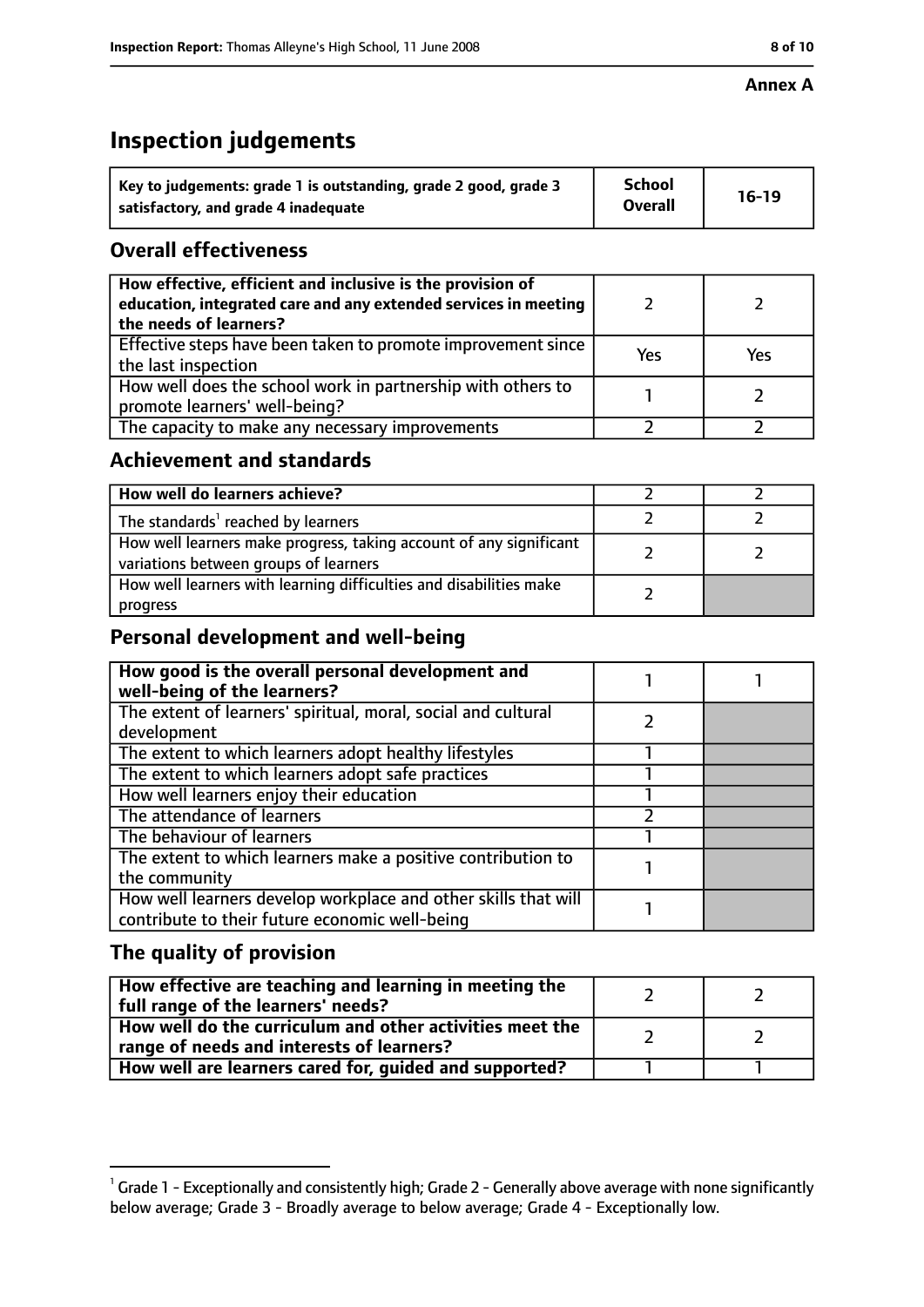**Annex A**

# Inspection judgements

| Key to judgements: grade 1 is outstanding, grade 2 good, grade 3 satisfactory, and grade 4 inadequate | School Overall | 16-19 |
|---|---|---|

## Overall effectiveness

| | | |
|---|---|---|
| **How effective, efficient and inclusive is the provision of education, integrated care and any extended services in meeting the needs of learners?** | 2 | 2 |
| Effective steps have been taken to promote improvement since the last inspection | Yes | Yes |
| How well does the school work in partnership with others to promote learners' well-being? | 1 | 2 |
| The capacity to make any necessary improvements | 2 | 2 |

## Achievement and standards

| | | |
|---|---|---|
| **How well do learners achieve?** | 2 | 2 |
| The standards[1] reached by learners | 2 | 2 |
| How well learners make progress, taking account of any significant variations between groups of learners | 2 | 2 |
| How well learners with learning difficulties and disabilities make progress | 2 | |

## Personal development and well-being

| | | |
|---|---|---|
| **How good is the overall personal development and well-being of the learners?** | 1 | 1 |
| The extent of learners' spiritual, moral, social and cultural development | 2 | |
| The extent to which learners adopt healthy lifestyles | 1 | |
| The extent to which learners adopt safe practices | 1 | |
| How well learners enjoy their education | 1 | |
| The attendance of learners | 2 | |
| The behaviour of learners | 1 | |
| The extent to which learners make a positive contribution to the community | 1 | |
| How well learners develop workplace and other skills that will contribute to their future economic well-being | 1 | |

## The quality of provision

| | | |
|---|---|---|
| **How effective are teaching and learning in meeting the full range of the learners' needs?** | 2 | 2 |
| **How well do the curriculum and other activities meet the range of needs and interests of learners?** | 2 | 2 |
| **How well are learners cared for, guided and supported?** | 1 | 1 |

[1] Grade 1 - Exceptionally and consistently high; Grade 2 - Generally above average with none significantly below average; Grade 3 - Broadly average to below average; Grade 4 - Exceptionally low.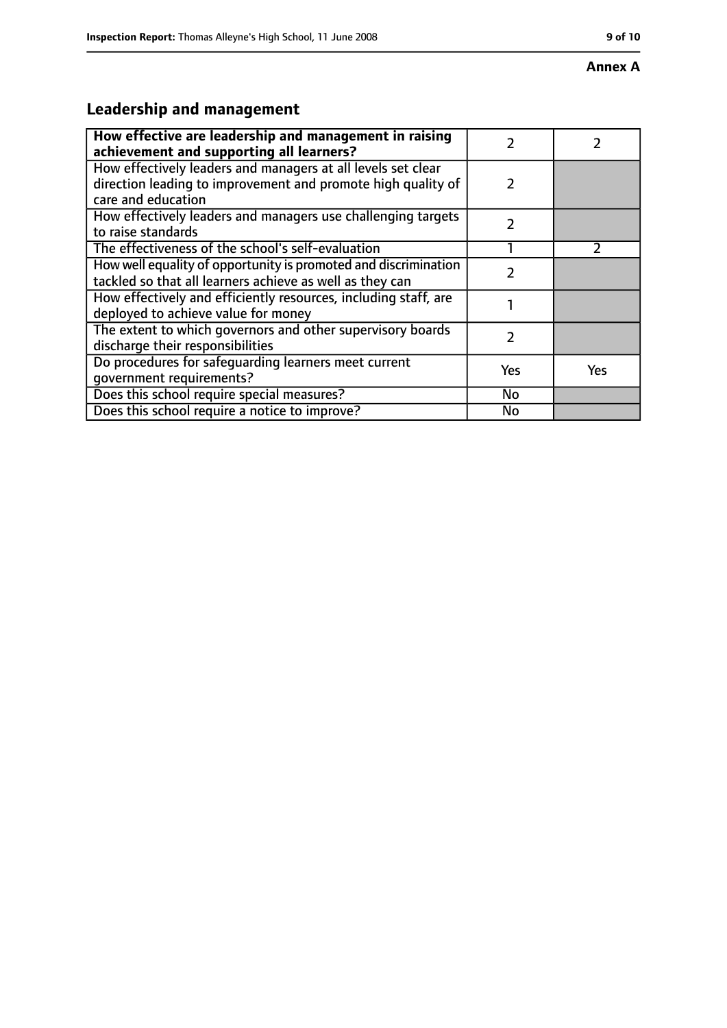**Annex A**

## Leadership and management

| **How effective are leadership and management in raising achievement and supporting all learners?** | 2 | 2 |
|---|---|---|
| How effectively leaders and managers at all levels set clear direction leading to improvement and promote high quality of care and education | 2 | |
| How effectively leaders and managers use challenging targets to raise standards | 2 | |
| The effectiveness of the school's self-evaluation | 1 | 2 |
| How well equality of opportunity is promoted and discrimination tackled so that all learners achieve as well as they can | 2 | |
| How effectively and efficiently resources, including staff, are deployed to achieve value for money | 1 | |
| The extent to which governors and other supervisory boards discharge their responsibilities | 2 | |
| Do procedures for safeguarding learners meet current government requirements? | Yes | Yes |
| Does this school require special measures? | No | |
| Does this school require a notice to improve? | No | |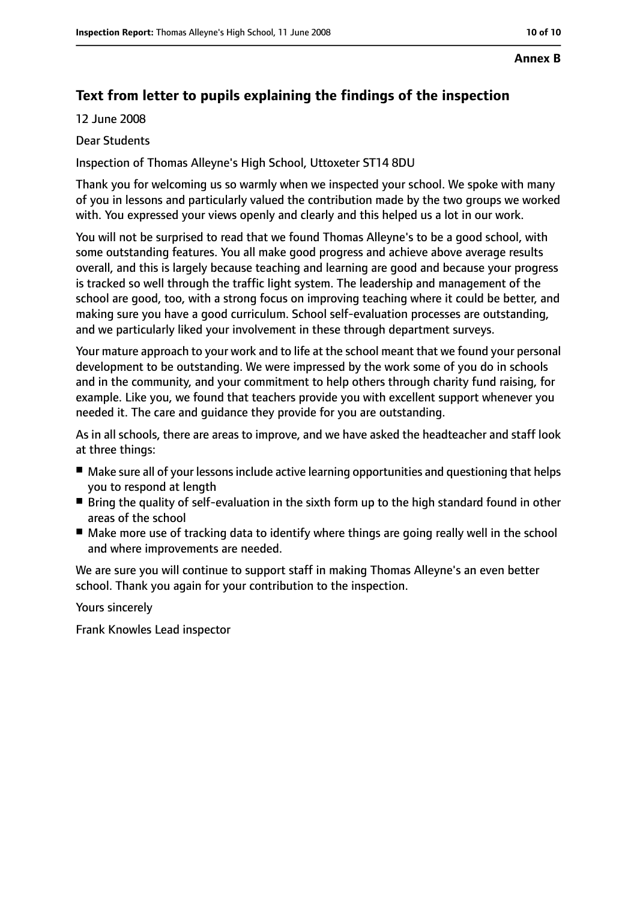**Annex B**

## Text from letter to pupils explaining the findings of the inspection

12 June 2008

Dear Students

Inspection of Thomas Alleyne's High School, Uttoxeter ST14 8DU

Thank you for welcoming us so warmly when we inspected your school. We spoke with many of you in lessons and particularly valued the contribution made by the two groups we worked with. You expressed your views openly and clearly and this helped us a lot in our work.

You will not be surprised to read that we found Thomas Alleyne's to be a good school, with some outstanding features. You all make good progress and achieve above average results overall, and this is largely because teaching and learning are good and because your progress is tracked so well through the traffic light system. The leadership and management of the school are good, too, with a strong focus on improving teaching where it could be better, and making sure you have a good curriculum. School self-evaluation processes are outstanding, and we particularly liked your involvement in these through department surveys.

Your mature approach to your work and to life at the school meant that we found your personal development to be outstanding. We were impressed by the work some of you do in schools and in the community, and your commitment to help others through charity fund raising, for example. Like you, we found that teachers provide you with excellent support whenever you needed it. The care and guidance they provide for you are outstanding.

As in all schools, there are areas to improve, and we have asked the headteacher and staff look at three things:

- Make sure all of your lessons include active learning opportunities and questioning that helps you to respond at length
- Bring the quality of self-evaluation in the sixth form up to the high standard found in other areas of the school
- Make more use of tracking data to identify where things are going really well in the school and where improvements are needed.

We are sure you will continue to support staff in making Thomas Alleyne's an even better school. Thank you again for your contribution to the inspection.

Yours sincerely

Frank Knowles Lead inspector